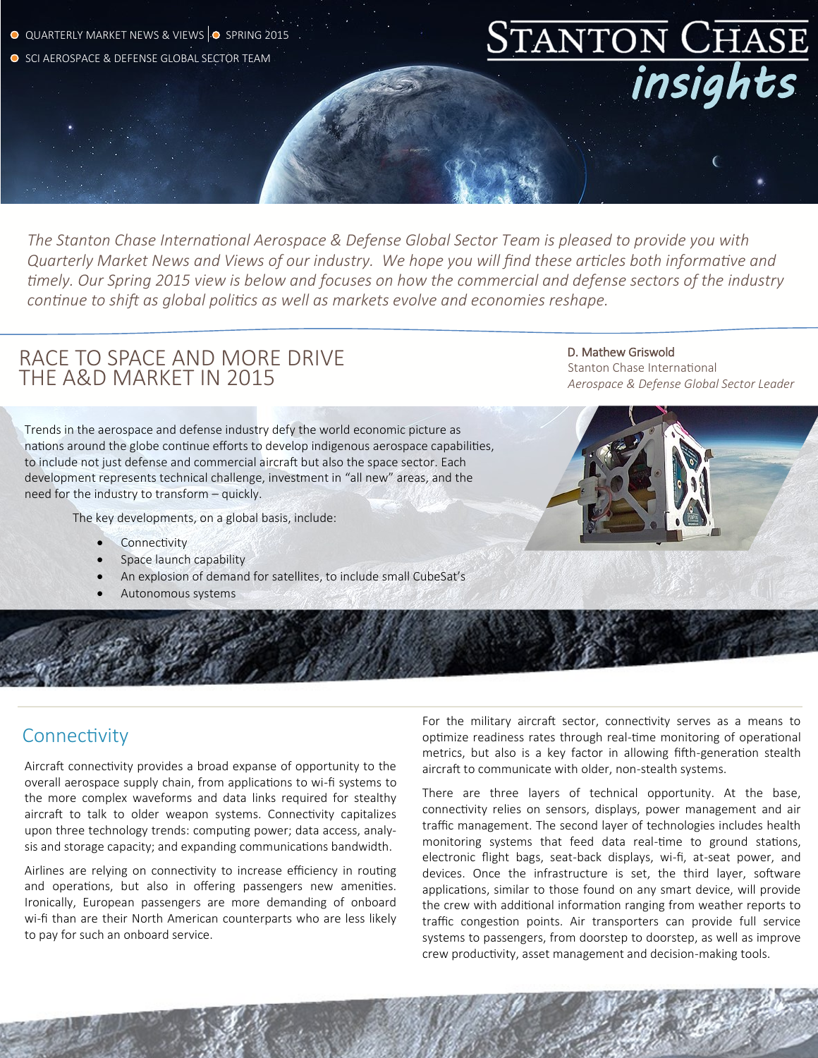QUARTERLY MARKET NEWS & VIEWS | SPRING 2015

SCI AEROSPACE & DEFENSE GLOBAL SECTOR TEAM

# STANTON CHASE *insights*

*The Stanton Chase International Aerospace & Defense Global Sector Team is pleased to provide you with Quarterly Market News and Views of our industry. We hope you will find these articles both informative and timely. Our Spring 2015 view is below and focuses on how the commercial and defense sectors of the industry continue to shift as global politics as well as markets evolve and economies reshape.*

## RACE TO SPACE AND MORE DRIVE THE A&D MARKET IN 2015

**D. Mathew Griswold**
Stanton Chase International
*Aerospace & Defense Global Sector Leader*

Trends in the aerospace and defense industry defy the world economic picture as nations around the globe continue efforts to develop indigenous aerospace capabilities, to include not just defense and commercial aircraft but also the space sector. Each development represents technical challenge, investment in "all new" areas, and the need for the industry to transform – quickly.

The key developments, on a global basis, include:

- Connectivity
- Space launch capability
- An explosion of demand for satellites, to include small CubeSat's
- Autonomous systems

### Connectivity

Aircraft connectivity provides a broad expanse of opportunity to the overall aerospace supply chain, from applications to wi-fi systems to the more complex waveforms and data links required for stealthy aircraft to talk to older weapon systems. Connectivity capitalizes upon three technology trends: computing power; data access, analysis and storage capacity; and expanding communications bandwidth.

Airlines are relying on connectivity to increase efficiency in routing and operations, but also in offering passengers new amenities. Ironically, European passengers are more demanding of onboard wi-fi than are their North American counterparts who are less likely to pay for such an onboard service.

For the military aircraft sector, connectivity serves as a means to optimize readiness rates through real-time monitoring of operational metrics, but also is a key factor in allowing fifth-generation stealth aircraft to communicate with older, non-stealth systems.

There are three layers of technical opportunity. At the base, connectivity relies on sensors, displays, power management and air traffic management. The second layer of technologies includes health monitoring systems that feed data real-time to ground stations, electronic flight bags, seat-back displays, wi-fi, at-seat power, and devices. Once the infrastructure is set, the third layer, software applications, similar to those found on any smart device, will provide the crew with additional information ranging from weather reports to traffic congestion points. Air transporters can provide full service systems to passengers, from doorstep to doorstep, as well as improve crew productivity, asset management and decision-making tools.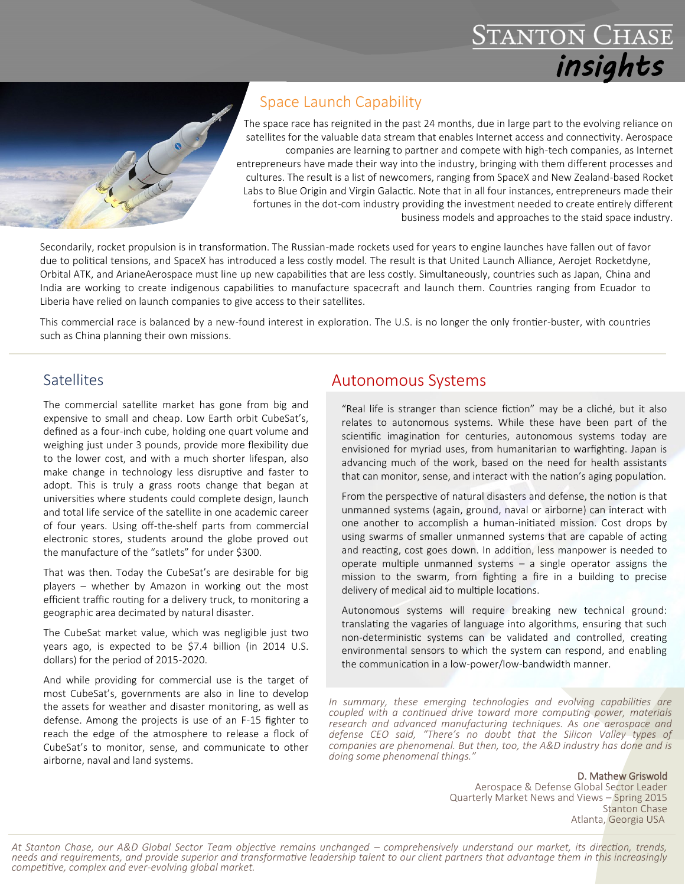# Space Launch Capability

The space race has reignited in the past 24 months, due in large part to the evolving reliance on satellites for the valuable data stream that enables Internet access and connectivity. Aerospace companies are learning to partner and compete with high-tech companies, as Internet entrepreneurs have made their way into the industry, bringing with them different processes and cultures. The result is a list of newcomers, ranging from SpaceX and New Zealand-based Rocket Labs to Blue Origin and Virgin Galactic. Note that in all four instances, entrepreneurs made their fortunes in the dot-com industry providing the investment needed to create entirely different business models and approaches to the staid space industry.

Secondarily, rocket propulsion is in transformation. The Russian-made rockets used for years to engine launches have fallen out of favor due to political tensions, and SpaceX has introduced a less costly model. The result is that United Launch Alliance, Aerojet Rocketdyne, Orbital ATK, and ArianeAerospace must line up new capabilities that are less costly. Simultaneously, countries such as Japan, China and India are working to create indigenous capabilities to manufacture spacecraft and launch them. Countries ranging from Ecuador to Liberia have relied on launch companies to give access to their satellites.

This commercial race is balanced by a new-found interest in exploration. The U.S. is no longer the only frontier-buster, with countries such as China planning their own missions.

## Satellites

The commercial satellite market has gone from big and expensive to small and cheap. Low Earth orbit CubeSat's, defined as a four-inch cube, holding one quart volume and weighing just under 3 pounds, provide more flexibility due to the lower cost, and with a much shorter lifespan, also make change in technology less disruptive and faster to adopt. This is truly a grass roots change that began at universities where students could complete design, launch and total life service of the satellite in one academic career of four years. Using off-the-shelf parts from commercial electronic stores, students around the globe proved out the manufacture of the "satlets" for under $300.

That was then. Today the CubeSat's are desirable for big players – whether by Amazon in working out the most efficient traffic routing for a delivery truck, to monitoring a geographic area decimated by natural disaster.

The CubeSat market value, which was negligible just two years ago, is expected to be $7.4 billion (in 2014 U.S. dollars) for the period of 2015-2020.

And while providing for commercial use is the target of most CubeSat's, governments are also in line to develop the assets for weather and disaster monitoring, as well as defense. Among the projects is use of an F-15 fighter to reach the edge of the atmosphere to release a flock of CubeSat's to monitor, sense, and communicate to other airborne, naval and land systems.

## Autonomous Systems

"Real life is stranger than science fiction" may be a cliché, but it also relates to autonomous systems. While these have been part of the scientific imagination for centuries, autonomous systems today are envisioned for myriad uses, from humanitarian to warfighting. Japan is advancing much of the work, based on the need for health assistants that can monitor, sense, and interact with the nation's aging population.

From the perspective of natural disasters and defense, the notion is that unmanned systems (again, ground, naval or airborne) can interact with one another to accomplish a human-initiated mission. Cost drops by using swarms of smaller unmanned systems that are capable of acting and reacting, cost goes down. In addition, less manpower is needed to operate multiple unmanned systems – a single operator assigns the mission to the swarm, from fighting a fire in a building to precise delivery of medical aid to multiple locations.

Autonomous systems will require breaking new technical ground: translating the vagaries of language into algorithms, ensuring that such non-deterministic systems can be validated and controlled, creating environmental sensors to which the system can respond, and enabling the communication in a low-power/low-bandwidth manner.

*In summary, these emerging technologies and evolving capabilities are coupled with a continued drive toward more computing power, materials research and advanced manufacturing techniques. As one aerospace and defense CEO said, "There's no doubt that the Silicon Valley types of companies are phenomenal. But then, too, the A&D industry has done and is doing some phenomenal things."*

D. Mathew Griswold
Aerospace & Defense Global Sector Leader
Quarterly Market News and Views – Spring 2015
Stanton Chase
Atlanta, Georgia USA

*At Stanton Chase, our A&D Global Sector Team objective remains unchanged – comprehensively understand our market, its direction, trends, needs and requirements, and provide superior and transformative leadership talent to our client partners that advantage them in this increasingly competitive, complex and ever-evolving global market.*